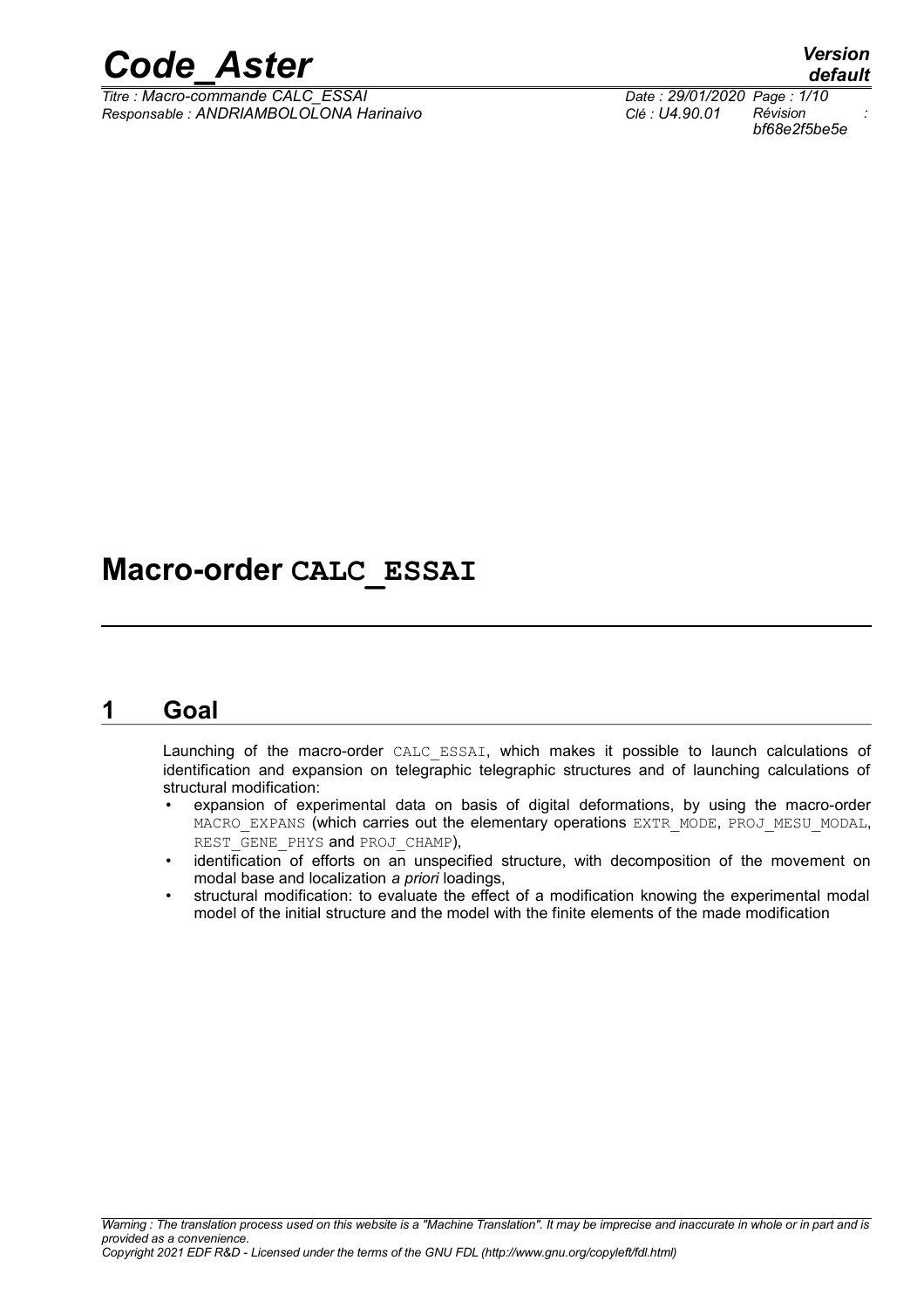# Macro-order CALC_ESSAI

## 1 Goal

Launching of the macro-order CALC_ESSAI, which makes it possible to launch calculations of identification and expansion on telegraphic telegraphic structures and of launching calculations of structural modification:

- expansion of experimental data on basis of digital deformations, by using the macro-order MACRO_EXPANS (which carries out the elementary operations EXTR_MODE, PROJ_MESU_MODAL, REST_GENE_PHYS and PROJ_CHAMP),
- identification of efforts on an unspecified structure, with decomposition of the movement on modal base and localization *a priori* loadings,
- structural modification: to evaluate the effect of a modification knowing the experimental modal model of the initial structure and the model with the finite elements of the made modification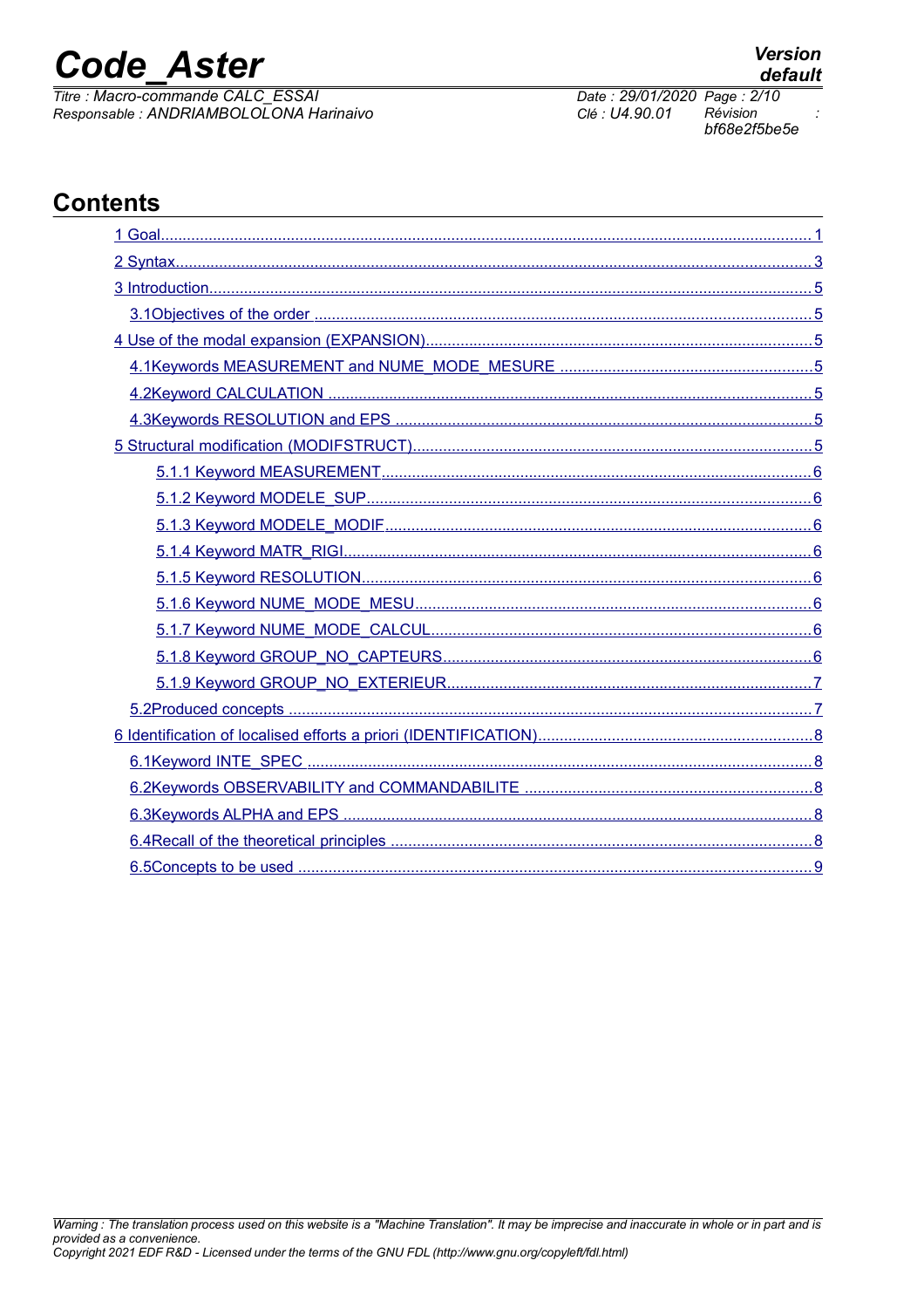## Contents

- 1 Goal ........ 1
- 2 Syntax ........ 3
- 3 Introduction ........ 5
  - 3.1Objectives of the order ........ 5
- 4 Use of the modal expansion (EXPANSION) ........ 5
  - 4.1Keywords MEASUREMENT and NUME_MODE_MESURE ........ 5
  - 4.2Keyword CALCULATION ........ 5
  - 4.3Keywords RESOLUTION and EPS ........ 5
- 5 Structural modification (MODIFSTRUCT) ........ 5
  - 5.1.1 Keyword MEASUREMENT ........ 6
  - 5.1.2 Keyword MODELE_SUP ........ 6
  - 5.1.3 Keyword MODELE_MODIF ........ 6
  - 5.1.4 Keyword MATR_RIGI ........ 6
  - 5.1.5 Keyword RESOLUTION ........ 6
  - 5.1.6 Keyword NUME_MODE_MESU ........ 6
  - 5.1.7 Keyword NUME_MODE_CALCUL ........ 6
  - 5.1.8 Keyword GROUP_NO_CAPTEURS ........ 6
  - 5.1.9 Keyword GROUP_NO_EXTERIEUR ........ 7
  - 5.2Produced concepts ........ 7
- 6 Identification of localised efforts a priori (IDENTIFICATION) ........ 8
  - 6.1Keyword INTE_SPEC ........ 8
  - 6.2Keywords OBSERVABILITY and COMMANDABILITE ........ 8
  - 6.3Keywords ALPHA and EPS ........ 8
  - 6.4Recall of the theoretical principles ........ 8
  - 6.5Concepts to be used ........ 9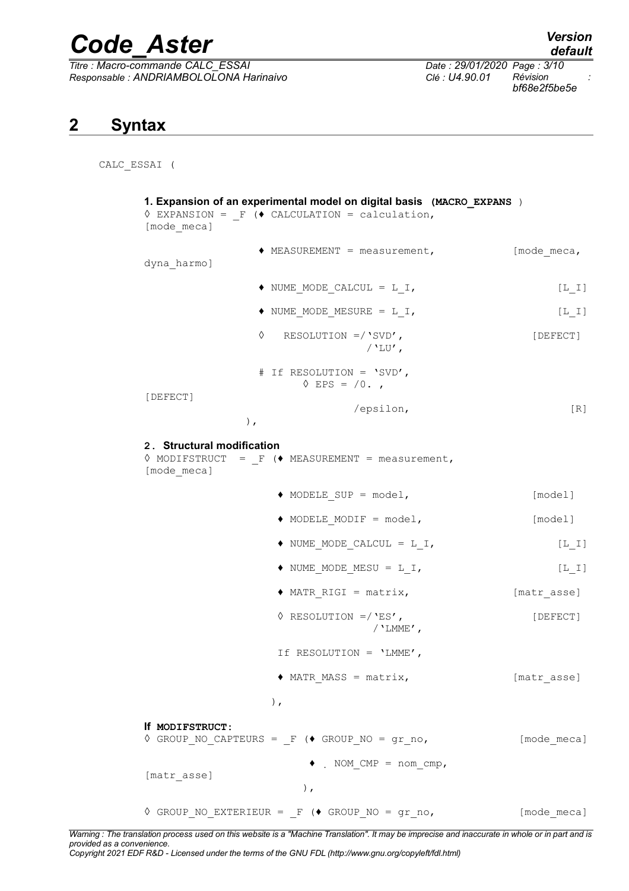## 2 Syntax

```
CALC_ESSAI (
```

**1. Expansion of an experimental model on digital basis (MACRO_EXPANS )**

```
◊ EXPANSION = _F (♦ CALCULATION = calculation,                          [mode_meca]

                  ♦ MEASUREMENT = measurement,            [mode_meca, dyna_harmo]

                  ♦ NUME_MODE_CALCUL = L_I,                                 [L_I]

                  ♦ NUME_MODE_MESURE = L_I,                                 [L_I]

                  ◊   RESOLUTION =/'SVD',                               [DEFECT]
                                  /'LU',

                  # If RESOLUTION = 'SVD',
                        ◊ EPS = /0. ,                                   [DEFECT]
                                /epsilon,                                   [R]
                ),
```

**2. Structural modification**

```
◊ MODIFSTRUCT  = _F (♦ MEASUREMENT = measurement,                       [mode_meca]

                     ♦ MODELE_SUP = model,                                [model]

                     ♦ MODELE_MODIF = model,                              [model]

                     ♦ NUME_MODE_CALCUL = L_I,                              [L_I]

                     ♦ NUME_MODE_MESU = L_I,                                [L_I]

                     ♦ MATR_RIGI = matrix,                           [matr_asse]

                     ◊ RESOLUTION =/'ES',                               [DEFECT]
                                   /'LMME',

                     If RESOLUTION = 'LMME',

                     ♦ MATR_MASS = matrix,                           [matr_asse]

                    ),
```

**If MODIFSTRUCT:**

```
◊ GROUP_NO_CAPTEURS = _F (♦ GROUP_NO = gr_no,                           [mode_meca]

                          ♦ . NOM_CMP = nom_cmp,                        [matr_asse]
                          ),

◊ GROUP_NO_EXTERIEUR = _F (♦ GROUP_NO = gr_no,                          [mode_meca]
```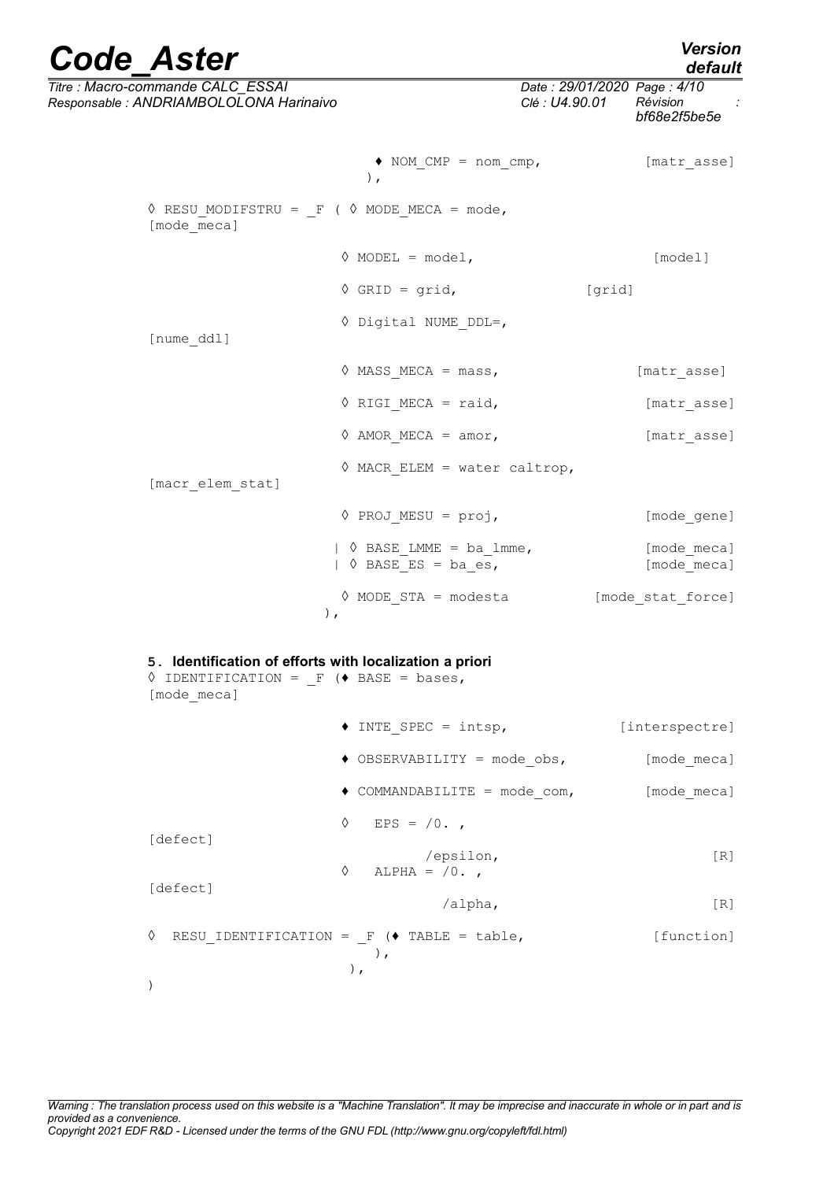```
                        ♦ NOM_CMP = nom_cmp,            [matr_asse]
                        ),

◊ RESU_MODIFSTRU = _F ( ◊ MODE_MECA = mode,
[mode_meca]

                        ◊ MODEL = model,                [model]

                        ◊ GRID = grid,                  [grid]

                        ◊ Digital NUME_DDL=,
[nume_ddl]

                        ◊ MASS_MECA = mass,             [matr_asse]

                        ◊ RIGI_MECA = raid,             [matr_asse]

                        ◊ AMOR_MECA = amor,             [matr_asse]

                        ◊ MACR_ELEM = water caltrop,
[macr_elem_stat]

                        ◊ PROJ_MESU = proj,             [mode_gene]

                        | ◊ BASE_LMME = ba_lmme,        [mode_meca]
                        | ◊ BASE_ES = ba_es,            [mode_meca]

                        ◊ MODE_STA = modesta            [mode_stat_force]
                      ),
```

## 5. Identification of efforts with localization a priori

```
◊ IDENTIFICATION = _F (♦ BASE = bases,
[mode_meca]

                        ♦ INTE_SPEC = intsp,            [interspectre]

                        ♦ OBSERVABILITY = mode_obs,     [mode_meca]

                        ♦ COMMANDABILITE = mode_com,    [mode_meca]

                        ◊   EPS = /0. ,
[defect]
                                /epsilon,                       [R]
                        ◊   ALPHA = /0. ,
[defect]
                                /alpha,                         [R]

◊  RESU_IDENTIFICATION = _F (♦ TABLE = table,            [function]
                              ),
                        ),
)
```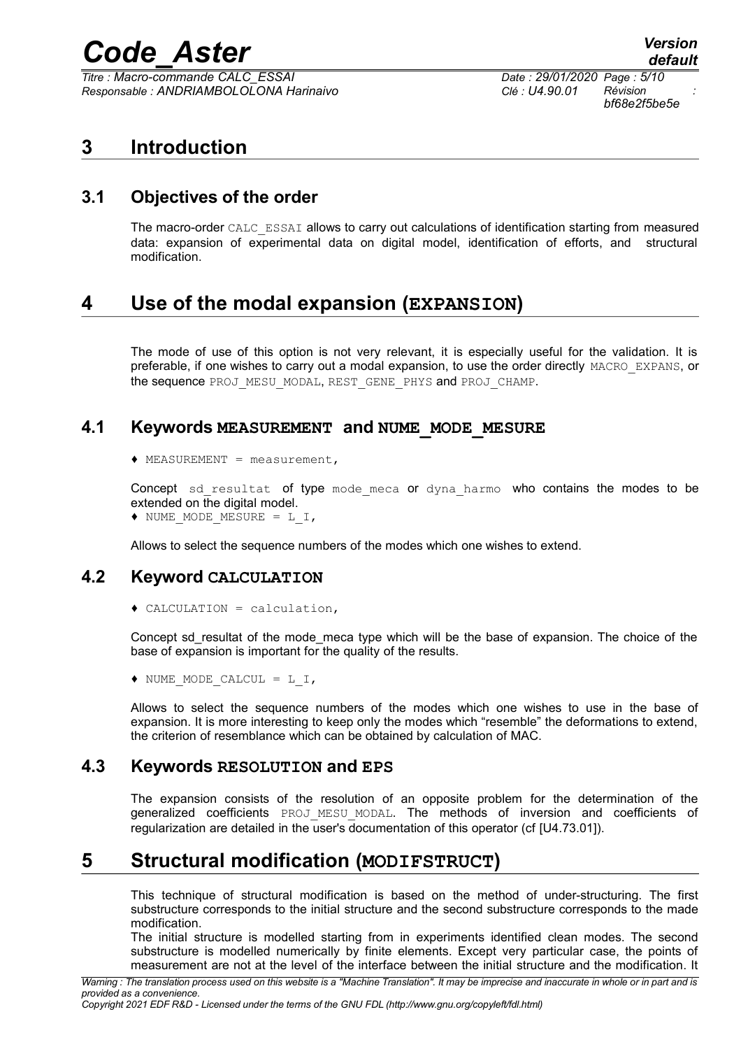# 3 Introduction

## 3.1 Objectives of the order

The macro-order CALC_ESSAI allows to carry out calculations of identification starting from measured data: expansion of experimental data on digital model, identification of efforts, and structural modification.

# 4 Use of the modal expansion (EXPANSION)

The mode of use of this option is not very relevant, it is especially useful for the validation. It is preferable, if one wishes to carry out a modal expansion, to use the order directly MACRO_EXPANS, or the sequence PROJ_MESU_MODAL, REST_GENE_PHYS and PROJ_CHAMP.

## 4.1 Keywords MEASUREMENT and NUME_MODE_MESURE

♦ MEASUREMENT = measurement,

Concept sd_resultat of type mode_meca or dyna_harmo who contains the modes to be extended on the digital model.

♦ NUME_MODE_MESURE = L_I,

Allows to select the sequence numbers of the modes which one wishes to extend.

## 4.2 Keyword CALCULATION

♦ CALCULATION = calculation,

Concept sd_resultat of the mode_meca type which will be the base of expansion. The choice of the base of expansion is important for the quality of the results.

♦ NUME_MODE_CALCUL = L_I,

Allows to select the sequence numbers of the modes which one wishes to use in the base of expansion. It is more interesting to keep only the modes which "resemble" the deformations to extend, the criterion of resemblance which can be obtained by calculation of MAC.

## 4.3 Keywords RESOLUTION and EPS

The expansion consists of the resolution of an opposite problem for the determination of the generalized coefficients PROJ_MESU_MODAL. The methods of inversion and coefficients of regularization are detailed in the user's documentation of this operator (cf [U4.73.01]).

# 5 Structural modification (MODIFSTRUCT)

This technique of structural modification is based on the method of under-structuring. The first substructure corresponds to the initial structure and the second substructure corresponds to the made modification.

The initial structure is modelled starting from in experiments identified clean modes. The second substructure is modelled numerically by finite elements. Except very particular case, the points of measurement are not at the level of the interface between the initial structure and the modification. It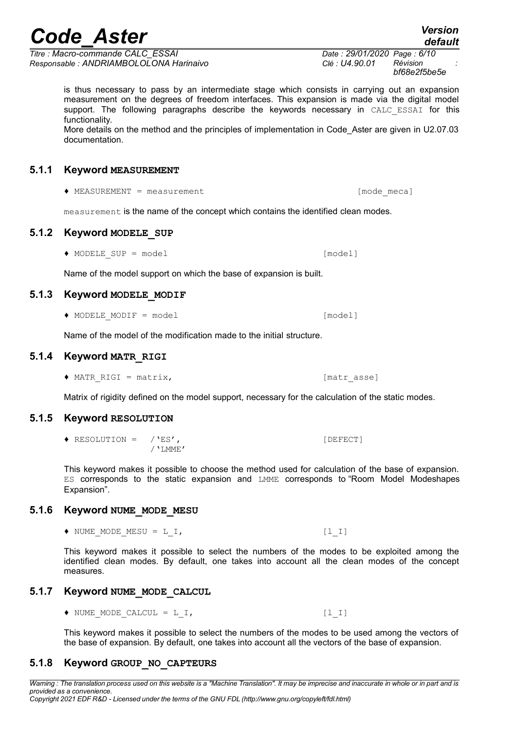is thus necessary to pass by an intermediate stage which consists in carrying out an expansion measurement on the degrees of freedom interfaces. This expansion is made via the digital model support. The following paragraphs describe the keywords necessary in CALC_ESSAI for this functionality.

More details on the method and the principles of implementation in Code_Aster are given in U2.07.03 documentation.

### 5.1.1 Keyword MEASUREMENT

♦ MEASUREMENT = measurement [mode_meca]

measurement is the name of the concept which contains the identified clean modes.

### 5.1.2 Keyword MODELE_SUP

♦ MODELE_SUP = model [model]

Name of the model support on which the base of expansion is built.

### 5.1.3 Keyword MODELE_MODIF

♦ MODELE_MODIF = model [model]

Name of the model of the modification made to the initial structure.

### 5.1.4 Keyword MATR_RIGI

♦ MATR_RIGI = matrix, [matr_asse]

Matrix of rigidity defined on the model support, necessary for the calculation of the static modes.

### 5.1.5 Keyword RESOLUTION

```
♦ RESOLUTION =   /'ES',                    [DEFECT]
                 /'LMME'
```

This keyword makes it possible to choose the method used for calculation of the base of expansion. ES corresponds to the static expansion and LMME corresponds to "Room Model Modeshapes Expansion".

### 5.1.6 Keyword NUME_MODE_MESU

♦ NUME_MODE_MESU = L_I, [l_I]

This keyword makes it possible to select the numbers of the modes to be exploited among the identified clean modes. By default, one takes into account all the clean modes of the concept measures.

### 5.1.7 Keyword NUME_MODE_CALCUL

♦ NUME_MODE_CALCUL = L_I, [l_I]

This keyword makes it possible to select the numbers of the modes to be used among the vectors of the base of expansion. By default, one takes into account all the vectors of the base of expansion.

### 5.1.8 Keyword GROUP_NO_CAPTEURS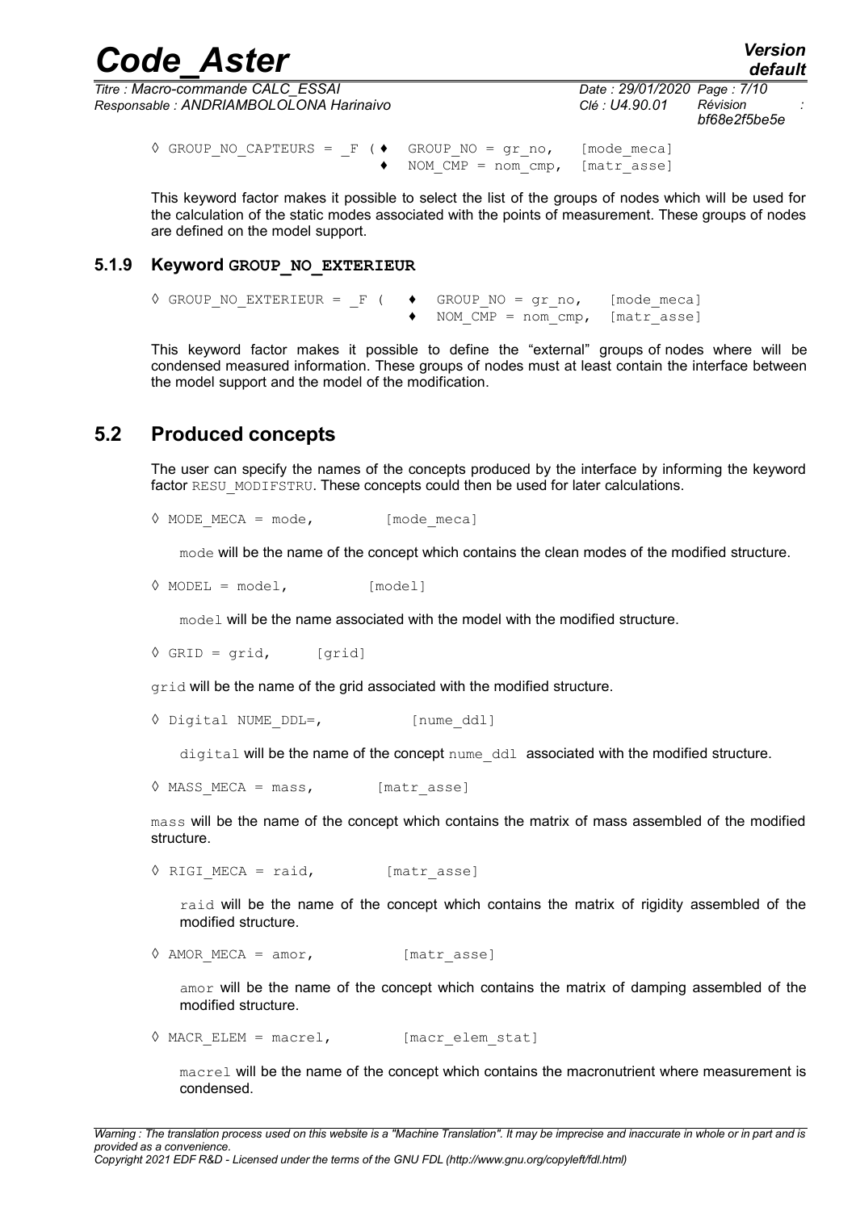```
◊ GROUP_NO_CAPTEURS = _F (♦  GROUP_NO = gr_no,    [mode_meca]
                          ♦  NOM_CMP = nom_cmp,  [matr_asse]
```

This keyword factor makes it possible to select the list of the groups of nodes which will be used for the calculation of the static modes associated with the points of measurement. These groups of nodes are defined on the model support.

### 5.1.9 Keyword GROUP_NO_EXTERIEUR

```
◊ GROUP_NO_EXTERIEUR = _F (  ♦  GROUP_NO = gr_no,    [mode_meca]
                             ♦  NOM_CMP = nom_cmp,  [matr_asse]
```

This keyword factor makes it possible to define the “external” groups of nodes where will be condensed measured information. These groups of nodes must at least contain the interface between the model support and the model of the modification.

## 5.2 Produced concepts

The user can specify the names of the concepts produced by the interface by informing the keyword factor RESU_MODIFSTRU. These concepts could then be used for later calculations.

```
◊ MODE_MECA = mode,         [mode_meca]
```

mode will be the name of the concept which contains the clean modes of the modified structure.

```
◊ MODEL = model,          [model]
```

model will be the name associated with the model with the modified structure.

```
◊ GRID = grid,     [grid]
```

grid will be the name of the grid associated with the modified structure.

```
◊ Digital NUME_DDL=,          [nume_ddl]
```

digital will be the name of the concept nume_ddl associated with the modified structure.

```
◊ MASS_MECA = mass,        [matr_asse]
```

mass will be the name of the concept which contains the matrix of mass assembled of the modified structure.

```
◊ RIGI_MECA = raid,         [matr_asse]
```

raid will be the name of the concept which contains the matrix of rigidity assembled of the modified structure.

```
◊ AMOR_MECA = amor,           [matr_asse]
```

amor will be the name of the concept which contains the matrix of damping assembled of the modified structure.

```
◊ MACR_ELEM = macrel,         [macr_elem_stat]
```

macrel will be the name of the concept which contains the macronutrient where measurement is condensed.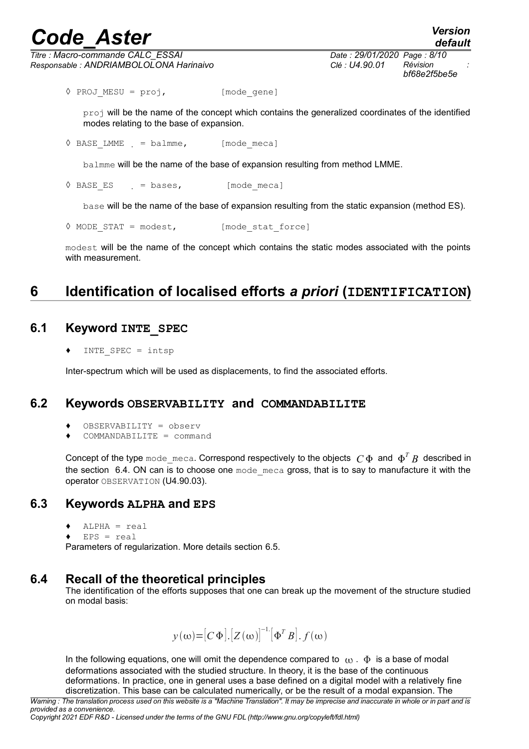◊ PROJ_MESU = proj, [mode_gene]

proj will be the name of the concept which contains the generalized coordinates of the identified modes relating to the base of expansion.

◊ BASE_LMME = balmme, [mode_meca]

balmme will be the name of the base of expansion resulting from method LMME.

◊ BASE_ES = bases, [mode_meca]

base will be the name of the base of expansion resulting from the static expansion (method ES).

◊ MODE_STAT = modest, [mode_stat_force]

modest will be the name of the concept which contains the static modes associated with the points with measurement.

# 6 Identification of localised efforts *a priori* (IDENTIFICATION)

## 6.1 Keyword INTE_SPEC

♦ INTE_SPEC = intsp

Inter-spectrum which will be used as displacements, to find the associated efforts.

## 6.2 Keywords OBSERVABILITY and COMMANDABILITE

♦ OBSERVABILITY = observ
♦ COMMANDABILITE = command

Concept of the type mode_meca. Correspond respectively to the objects $C\Phi$ and $\Phi^T B$ described in the section 6.4. ON can is to choose one mode_meca gross, that is to say to manufacture it with the operator OBSERVATION (U4.90.03).

## 6.3 Keywords ALPHA and EPS

♦ ALPHA = real
♦ EPS = real

Parameters of regularization. More details section 6.5.

## 6.4 Recall of the theoretical principles

The identification of the efforts supposes that one can break up the movement of the structure studied on modal basis:

$$y(\omega)=[C\Phi].[Z(\omega)]^{-1}.[\Phi^T B].f(\omega)$$

In the following equations, one will omit the dependence compared to $\omega$. $\Phi$ is a base of modal deformations associated with the studied structure. In theory, it is the base of the continuous deformations. In practice, one in general uses a base defined on a digital model with a relatively fine discretization. This base can be calculated numerically, or be the result of a modal expansion. The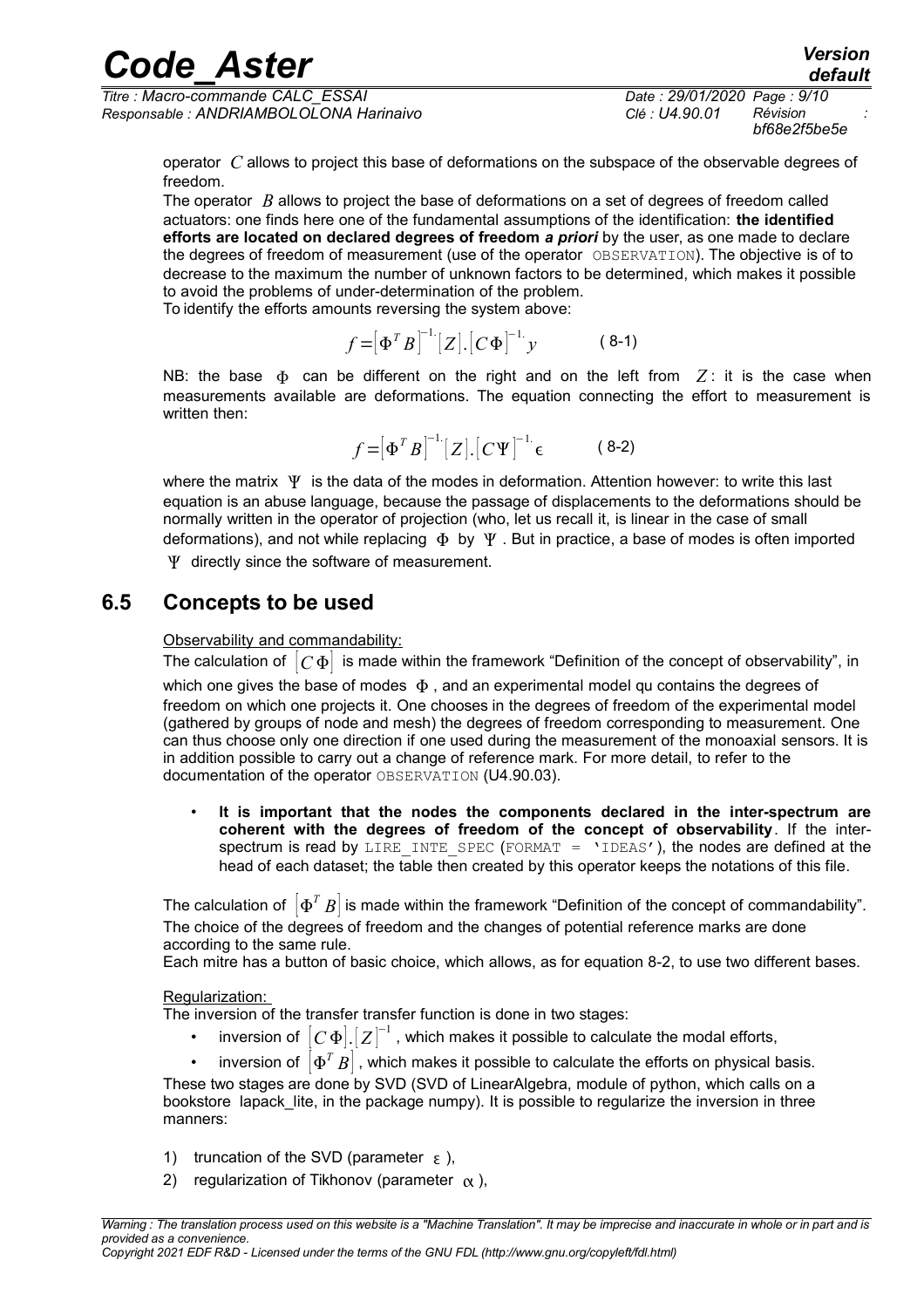operator $C$ allows to project this base of deformations on the subspace of the observable degrees of freedom.

The operator $B$ allows to project the base of deformations on a set of degrees of freedom called actuators: one finds here one of the fundamental assumptions of the identification: **the identified efforts are located on declared degrees of freedom *a priori*** by the user, as one made to declare the degrees of freedom of measurement (use of the operator `OBSERVATION`). The objective is of to decrease to the maximum the number of unknown factors to be determined, which makes it possible to avoid the problems of under-determination of the problem.

To identify the efforts amounts reversing the system above:

$$f=\left[\Phi^T B\right]^{-1.}[Z].\left[C\Phi\right]^{-1.}y \qquad (8\text{-}1)$$

NB: the base $\Phi$ can be different on the right and on the left from $Z$: it is the case when measurements available are deformations. The equation connecting the effort to measurement is written then:

$$f=\left[\Phi^T B\right]^{-1.}[Z].\left[C\Psi\right]^{-1.}\epsilon \qquad (8\text{-}2)$$

where the matrix $\Psi$ is the data of the modes in deformation. Attention however: to write this last equation is an abuse language, because the passage of displacements to the deformations should be normally written in the operator of projection (who, let us recall it, is linear in the case of small deformations), and not while replacing $\Phi$ by $\Psi$. But in practice, a base of modes is often imported $\Psi$ directly since the software of measurement.

## 6.5 Concepts to be used

Observability and commandability:

The calculation of $\left[C\Phi\right]$ is made within the framework "Definition of the concept of observability", in which one gives the base of modes $\Phi$, and an experimental model qu contains the degrees of freedom on which one projects it. One chooses in the degrees of freedom of the experimental model (gathered by groups of node and mesh) the degrees of freedom corresponding to measurement. One can thus choose only one direction if one used during the measurement of the monoaxial sensors. It is in addition possible to carry out a change of reference mark. For more detail, to refer to the documentation of the operator `OBSERVATION` (U4.90.03).

- **It is important that the nodes the components declared in the inter-spectrum are coherent with the degrees of freedom of the concept of observability**. If the inter-spectrum is read by `LIRE_INTE_SPEC` (`FORMAT = 'IDEAS'`), the nodes are defined at the head of each dataset; the table then created by this operator keeps the notations of this file.

The calculation of $\left[\Phi^T B\right]$ is made within the framework "Definition of the concept of commandability". The choice of the degrees of freedom and the changes of potential reference marks are done according to the same rule.

Each mitre has a button of basic choice, which allows, as for equation 8-2, to use two different bases.

Regularization:

The inversion of the transfer transfer function is done in two stages:

- inversion of $\left[C\Phi\right].\left[Z\right]^{-1}$, which makes it possible to calculate the modal efforts,
- inversion of $\left[\Phi^T B\right]$, which makes it possible to calculate the efforts on physical basis.

These two stages are done by SVD (SVD of LinearAlgebra, module of python, which calls on a bookstore lapack_lite, in the package numpy). It is possible to regularize the inversion in three manners:

1) truncation of the SVD (parameter $\varepsilon$),
2) regularization of Tikhonov (parameter $\alpha$),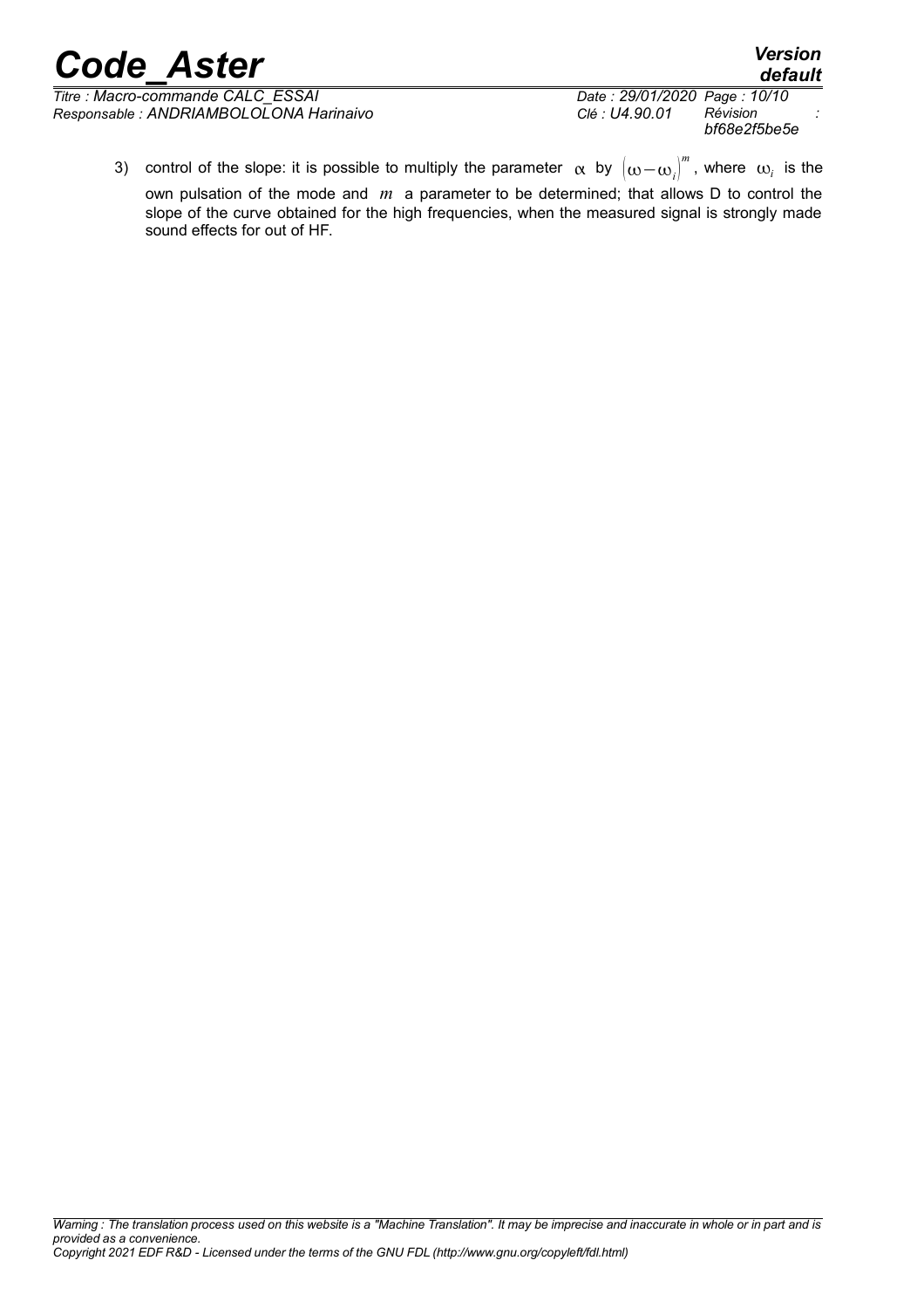3) control of the slope: it is possible to multiply the parameter $\alpha$ by $\left(\omega-\omega_i\right)^m$, where $\omega_i$ is the own pulsation of the mode and $m$ a parameter to be determined; that allows D to control the slope of the curve obtained for the high frequencies, when the measured signal is strongly made sound effects for out of HF.